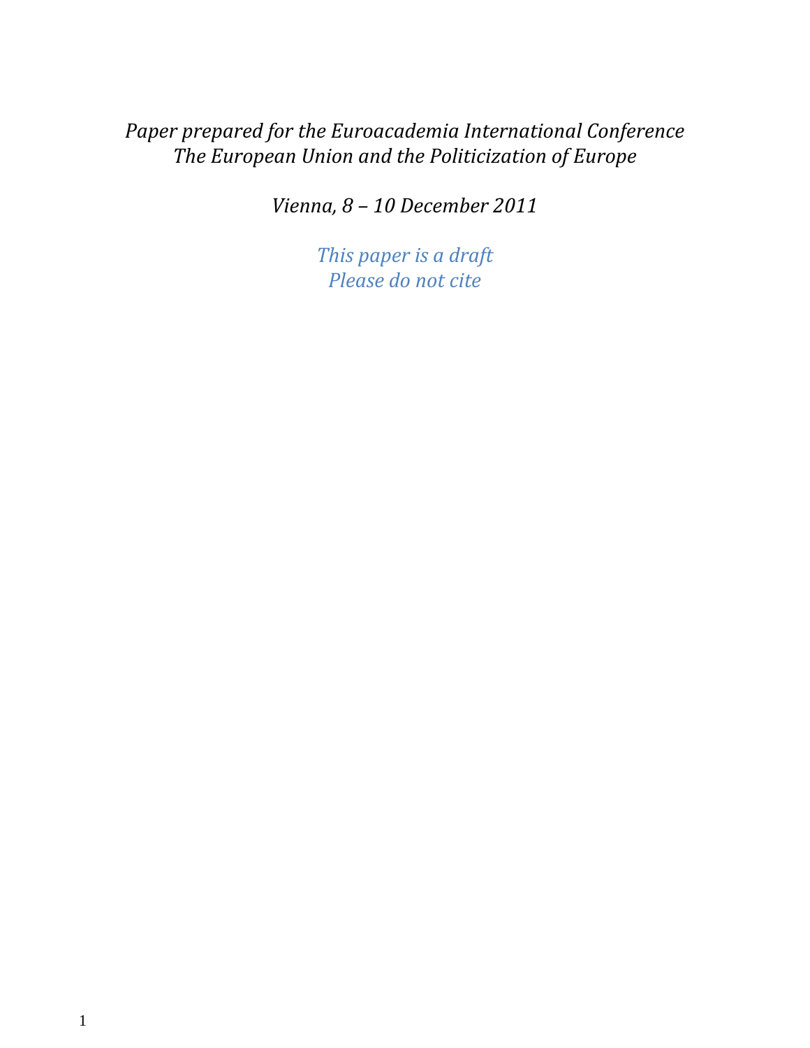*Paper prepared for the Euroacademia International Conference*
*The European Union and the Politicization of Europe*

*Vienna, 8 – 10 December 2011*

*This paper is a draft*
*Please do not cite*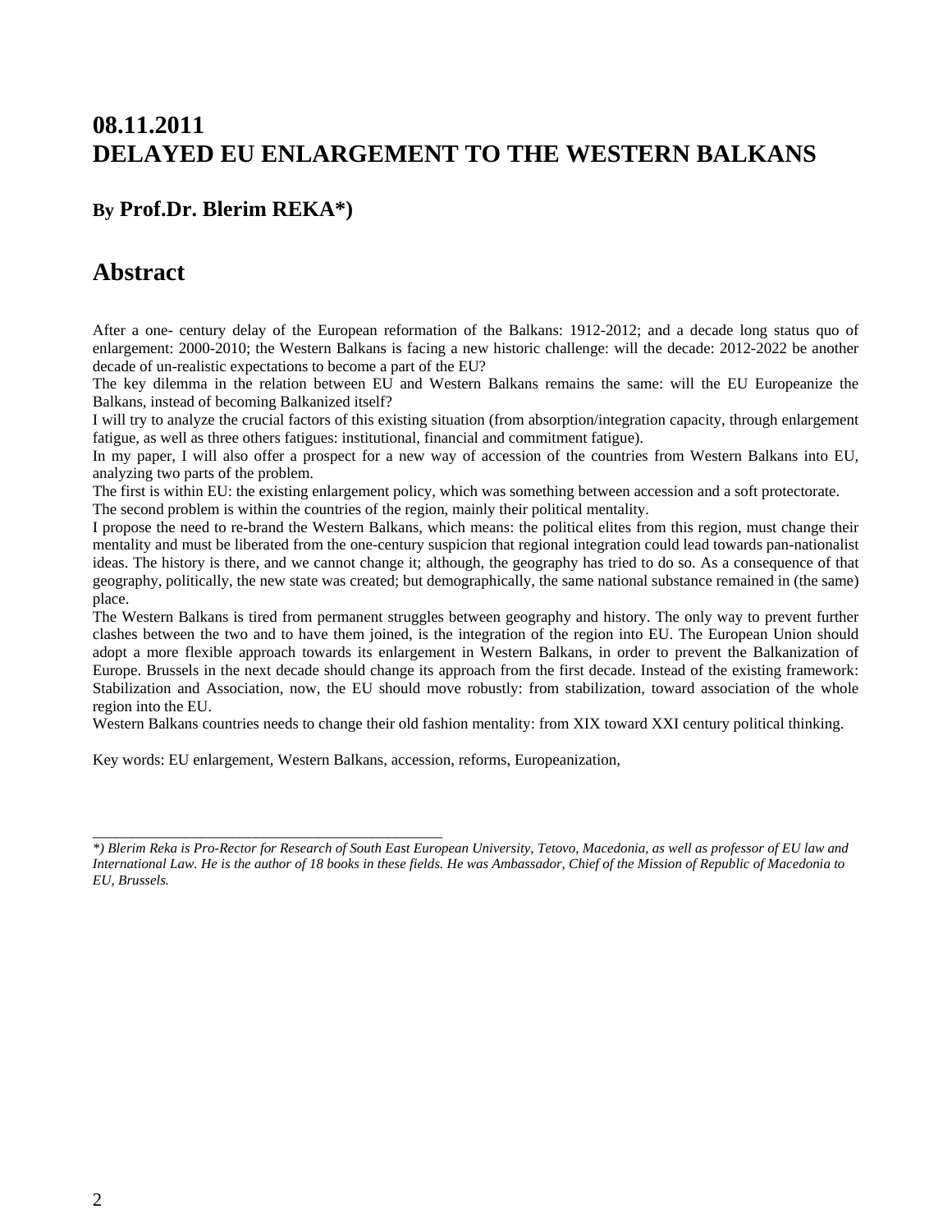# 08.11.2011
# DELAYED EU ENLARGEMENT TO THE WESTERN BALKANS

### By **Prof.Dr. Blerim REKA*)**

## Abstract

After a one- century delay of the European reformation of the Balkans: 1912-2012; and a decade long status quo of enlargement: 2000-2010; the Western Balkans is facing a new historic challenge: will the decade: 2012-2022 be another decade of un-realistic expectations to become a part of the EU?

The key dilemma in the relation between EU and Western Balkans remains the same: will the EU Europeanize the Balkans, instead of becoming Balkanized itself?

I will try to analyze the crucial factors of this existing situation (from absorption/integration capacity, through enlargement fatigue, as well as three others fatigues: institutional, financial and commitment fatigue).

In my paper, I will also offer a prospect for a new way of accession of the countries from Western Balkans into EU, analyzing two parts of the problem.

The first is within EU: the existing enlargement policy, which was something between accession and a soft protectorate.

The second problem is within the countries of the region, mainly their political mentality.

I propose the need to re-brand the Western Balkans, which means: the political elites from this region, must change their mentality and must be liberated from the one-century suspicion that regional integration could lead towards pan-nationalist ideas. The history is there, and we cannot change it; although, the geography has tried to do so. As a consequence of that geography, politically, the new state was created; but demographically, the same national substance remained in (the same) place.

The Western Balkans is tired from permanent struggles between geography and history. The only way to prevent further clashes between the two and to have them joined, is the integration of the region into EU. The European Union should adopt a more flexible approach towards its enlargement in Western Balkans, in order to prevent the Balkanization of Europe. Brussels in the next decade should change its approach from the first decade. Instead of the existing framework: Stabilization and Association, now, the EU should move robustly: from stabilization, toward association of the whole region into the EU.

Western Balkans countries needs to change their old fashion mentality: from XIX toward XXI century political thinking.

Key words: EU enlargement, Western Balkans, accession, reforms, Europeanization,

---

*\*) Blerim Reka is Pro-Rector for Research of South East European University, Tetovo, Macedonia, as well as professor of EU law and International Law. He is the author of 18 books in these fields. He was Ambassador, Chief of the Mission of Republic of Macedonia to EU, Brussels.*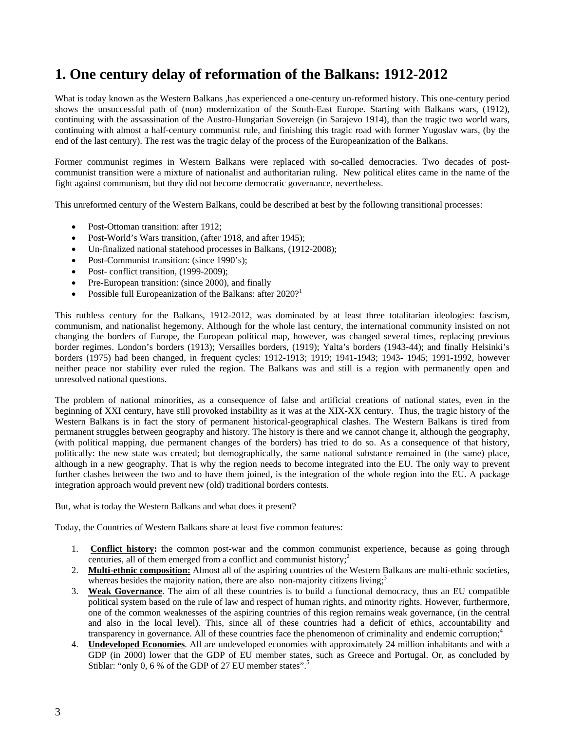# 1. One century delay of reformation of the Balkans: 1912-2012

What is today known as the Western Balkans ,has experienced a one-century un-reformed history. This one-century period shows the unsuccessful path of (non) modernization of the South-East Europe. Starting with Balkans wars, (1912), continuing with the assassination of the Austro-Hungarian Sovereign (in Sarajevo 1914), than the tragic two world wars, continuing with almost a half-century communist rule, and finishing this tragic road with former Yugoslav wars, (by the end of the last century). The rest was the tragic delay of the process of the Europeanization of the Balkans.

Former communist regimes in Western Balkans were replaced with so-called democracies. Two decades of post-communist transition were a mixture of nationalist and authoritarian ruling. New political elites came in the name of the fight against communism, but they did not become democratic governance, nevertheless.

This unreformed century of the Western Balkans, could be described at best by the following transitional processes:

- Post-Ottoman transition: after 1912;
- Post-World's Wars transition, (after 1918, and after 1945);
- Un-finalized national statehood processes in Balkans, (1912-2008);
- Post-Communist transition: (since 1990's);
- Post- conflict transition, (1999-2009);
- Pre-European transition: (since 2000), and finally
- Possible full Europeanization of the Balkans: after 2020?[1]

This ruthless century for the Balkans, 1912-2012, was dominated by at least three totalitarian ideologies: fascism, communism, and nationalist hegemony. Although for the whole last century, the international community insisted on not changing the borders of Europe, the European political map, however, was changed several times, replacing previous border regimes. London's borders (1913); Versailles borders, (1919); Yalta's borders (1943-44); and finally Helsinki's borders (1975) had been changed, in frequent cycles: 1912-1913; 1919; 1941-1943; 1943- 1945; 1991-1992, however neither peace nor stability ever ruled the region. The Balkans was and still is a region with permanently open and unresolved national questions.

The problem of national minorities, as a consequence of false and artificial creations of national states, even in the beginning of XXI century, have still provoked instability as it was at the XIX-XX century. Thus, the tragic history of the Western Balkans is in fact the story of permanent historical-geographical clashes. The Western Balkans is tired from permanent struggles between geography and history. The history is there and we cannot change it, although the geography, (with political mapping, due permanent changes of the borders) has tried to do so. As a consequence of that history, politically: the new state was created; but demographically, the same national substance remained in (the same) place, although in a new geography. That is why the region needs to become integrated into the EU. The only way to prevent further clashes between the two and to have them joined, is the integration of the whole region into the EU. A package integration approach would prevent new (old) traditional borders contests.

But, what is today the Western Balkans and what does it present?

Today, the Countries of Western Balkans share at least five common features:

1. **Conflict history:** the common post-war and the common communist experience, because as going through centuries, all of them emerged from a conflict and communist history;[2]
2. **Multi-ethnic composition:** Almost all of the aspiring countries of the Western Balkans are multi-ethnic societies, whereas besides the majority nation, there are also non-majority citizens living;[3]
3. **Weak Governance**. The aim of all these countries is to build a functional democracy, thus an EU compatible political system based on the rule of law and respect of human rights, and minority rights. However, furthermore, one of the common weaknesses of the aspiring countries of this region remains weak governance, (in the central and also in the local level). This, since all of these countries had a deficit of ethics, accountability and transparency in governance. All of these countries face the phenomenon of criminality and endemic corruption;[4]
4. **Undeveloped Economies**. All are undeveloped economies with approximately 24 million inhabitants and with a GDP (in 2000) lower that the GDP of EU member states, such as Greece and Portugal. Or, as concluded by Stiblar: "only 0, 6 % of the GDP of 27 EU member states".[5]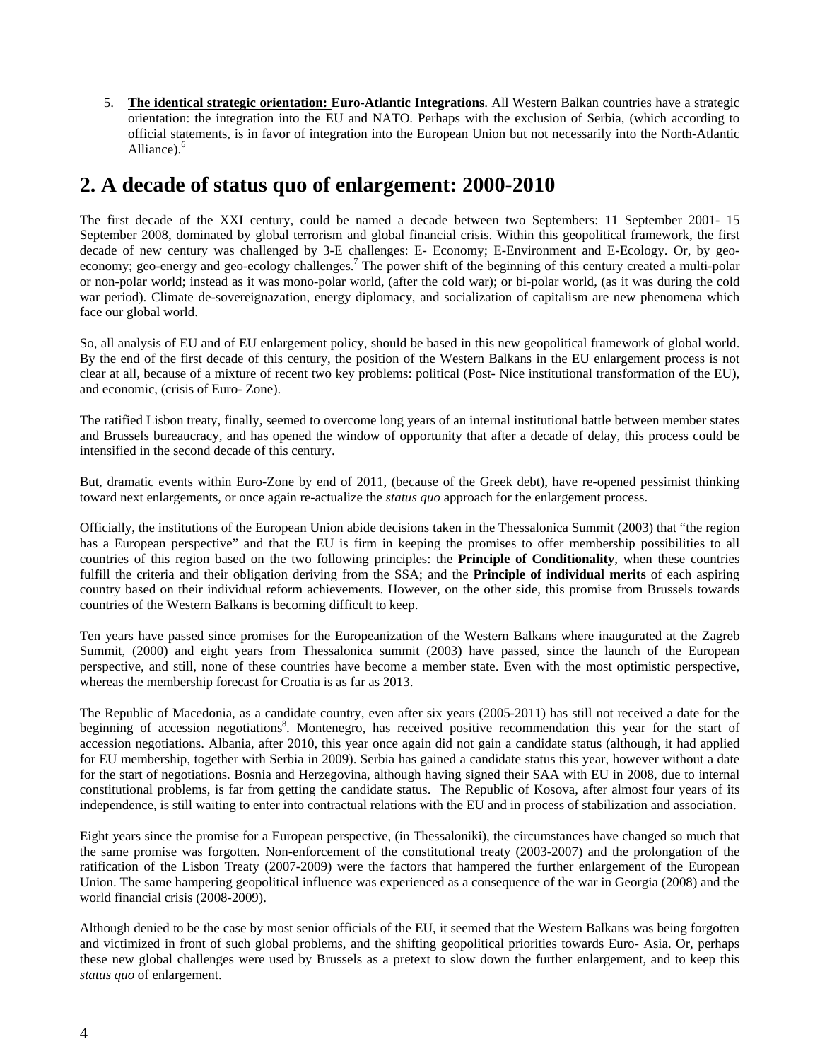5. **The identical strategic orientation: Euro-Atlantic Integrations**. All Western Balkan countries have a strategic orientation: the integration into the EU and NATO. Perhaps with the exclusion of Serbia, (which according to official statements, is in favor of integration into the European Union but not necessarily into the North-Atlantic Alliance).[6]

## 2. A decade of status quo of enlargement: 2000-2010

The first decade of the XXI century, could be named a decade between two Septembers: 11 September 2001- 15 September 2008, dominated by global terrorism and global financial crisis. Within this geopolitical framework, the first decade of new century was challenged by 3-E challenges: E- Economy; E-Environment and E-Ecology. Or, by geo-economy; geo-energy and geo-ecology challenges.[7] The power shift of the beginning of this century created a multi-polar or non-polar world; instead as it was mono-polar world, (after the cold war); or bi-polar world, (as it was during the cold war period). Climate de-sovereignazation, energy diplomacy, and socialization of capitalism are new phenomena which face our global world.

So, all analysis of EU and of EU enlargement policy, should be based in this new geopolitical framework of global world. By the end of the first decade of this century, the position of the Western Balkans in the EU enlargement process is not clear at all, because of a mixture of recent two key problems: political (Post- Nice institutional transformation of the EU), and economic, (crisis of Euro- Zone).

The ratified Lisbon treaty, finally, seemed to overcome long years of an internal institutional battle between member states and Brussels bureaucracy, and has opened the window of opportunity that after a decade of delay, this process could be intensified in the second decade of this century.

But, dramatic events within Euro-Zone by end of 2011, (because of the Greek debt), have re-opened pessimist thinking toward next enlargements, or once again re-actualize the *status quo* approach for the enlargement process.

Officially, the institutions of the European Union abide decisions taken in the Thessalonica Summit (2003) that “the region has a European perspective” and that the EU is firm in keeping the promises to offer membership possibilities to all countries of this region based on the two following principles: the **Principle of Conditionality**, when these countries fulfill the criteria and their obligation deriving from the SSA; and the **Principle of individual merits** of each aspiring country based on their individual reform achievements. However, on the other side, this promise from Brussels towards countries of the Western Balkans is becoming difficult to keep.

Ten years have passed since promises for the Europeanization of the Western Balkans where inaugurated at the Zagreb Summit, (2000) and eight years from Thessalonica summit (2003) have passed, since the launch of the European perspective, and still, none of these countries have become a member state. Even with the most optimistic perspective, whereas the membership forecast for Croatia is as far as 2013.

The Republic of Macedonia, as a candidate country, even after six years (2005-2011) has still not received a date for the beginning of accession negotiations[8]. Montenegro, has received positive recommendation this year for the start of accession negotiations. Albania, after 2010, this year once again did not gain a candidate status (although, it had applied for EU membership, together with Serbia in 2009). Serbia has gained a candidate status this year, however without a date for the start of negotiations. Bosnia and Herzegovina, although having signed their SAA with EU in 2008, due to internal constitutional problems, is far from getting the candidate status. The Republic of Kosova, after almost four years of its independence, is still waiting to enter into contractual relations with the EU and in process of stabilization and association.

Eight years since the promise for a European perspective, (in Thessaloniki), the circumstances have changed so much that the same promise was forgotten. Non-enforcement of the constitutional treaty (2003-2007) and the prolongation of the ratification of the Lisbon Treaty (2007-2009) were the factors that hampered the further enlargement of the European Union. The same hampering geopolitical influence was experienced as a consequence of the war in Georgia (2008) and the world financial crisis (2008-2009).

Although denied to be the case by most senior officials of the EU, it seemed that the Western Balkans was being forgotten and victimized in front of such global problems, and the shifting geopolitical priorities towards Euro- Asia. Or, perhaps these new global challenges were used by Brussels as a pretext to slow down the further enlargement, and to keep this *status quo* of enlargement.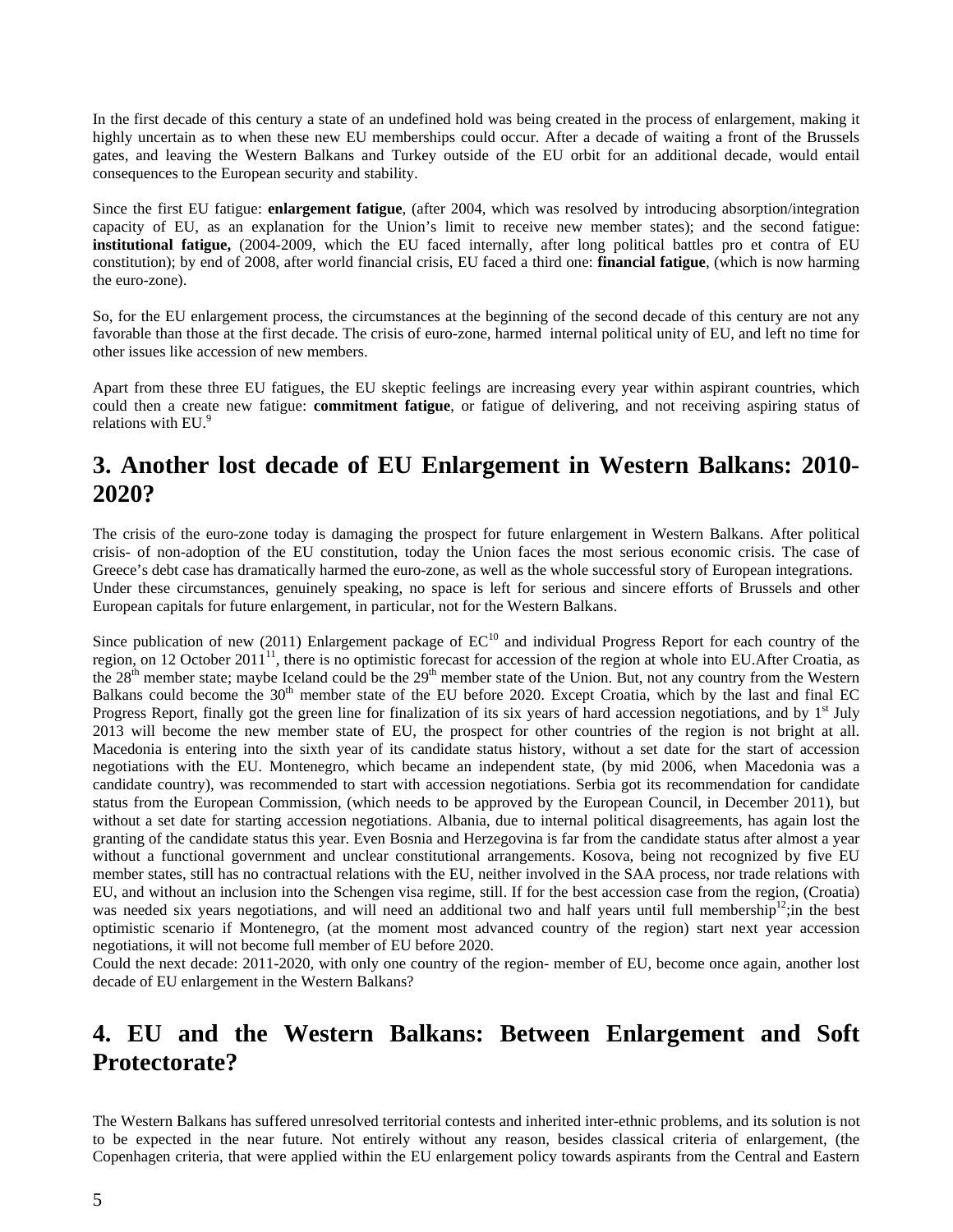In the first decade of this century a state of an undefined hold was being created in the process of enlargement, making it highly uncertain as to when these new EU memberships could occur. After a decade of waiting a front of the Brussels gates, and leaving the Western Balkans and Turkey outside of the EU orbit for an additional decade, would entail consequences to the European security and stability.

Since the first EU fatigue: **enlargement fatigue**, (after 2004, which was resolved by introducing absorption/integration capacity of EU, as an explanation for the Union's limit to receive new member states); and the second fatigue: **institutional fatigue,** (2004-2009, which the EU faced internally, after long political battles pro et contra of EU constitution); by end of 2008, after world financial crisis, EU faced a third one: **financial fatigue**, (which is now harming the euro-zone).

So, for the EU enlargement process, the circumstances at the beginning of the second decade of this century are not any favorable than those at the first decade. The crisis of euro-zone, harmed internal political unity of EU, and left no time for other issues like accession of new members.

Apart from these three EU fatigues, the EU skeptic feelings are increasing every year within aspirant countries, which could then a create new fatigue: **commitment fatigue**, or fatigue of delivering, and not receiving aspiring status of relations with EU.[9]

## 3. Another lost decade of EU Enlargement in Western Balkans: 2010-2020?

The crisis of the euro-zone today is damaging the prospect for future enlargement in Western Balkans. After political crisis- of non-adoption of the EU constitution, today the Union faces the most serious economic crisis. The case of Greece's debt case has dramatically harmed the euro-zone, as well as the whole successful story of European integrations. Under these circumstances, genuinely speaking, no space is left for serious and sincere efforts of Brussels and other European capitals for future enlargement, in particular, not for the Western Balkans.

Since publication of new (2011) Enlargement package of EC[10] and individual Progress Report for each country of the region, on 12 October 2011[11], there is no optimistic forecast for accession of the region at whole into EU.After Croatia, as the 28th member state; maybe Iceland could be the 29th member state of the Union. But, not any country from the Western Balkans could become the 30th member state of the EU before 2020. Except Croatia, which by the last and final EC Progress Report, finally got the green line for finalization of its six years of hard accession negotiations, and by 1st July 2013 will become the new member state of EU, the prospect for other countries of the region is not bright at all. Macedonia is entering into the sixth year of its candidate status history, without a set date for the start of accession negotiations with the EU. Montenegro, which became an independent state, (by mid 2006, when Macedonia was a candidate country), was recommended to start with accession negotiations. Serbia got its recommendation for candidate status from the European Commission, (which needs to be approved by the European Council, in December 2011), but without a set date for starting accession negotiations. Albania, due to internal political disagreements, has again lost the granting of the candidate status this year. Even Bosnia and Herzegovina is far from the candidate status after almost a year without a functional government and unclear constitutional arrangements. Kosova, being not recognized by five EU member states, still has no contractual relations with the EU, neither involved in the SAA process, nor trade relations with EU, and without an inclusion into the Schengen visa regime, still. If for the best accession case from the region, (Croatia) was needed six years negotiations, and will need an additional two and half years until full membership[12];in the best optimistic scenario if Montenegro, (at the moment most advanced country of the region) start next year accession negotiations, it will not become full member of EU before 2020.
Could the next decade: 2011-2020, with only one country of the region- member of EU, become once again, another lost decade of EU enlargement in the Western Balkans?

## 4. EU and the Western Balkans: Between Enlargement and Soft Protectorate?

The Western Balkans has suffered unresolved territorial contests and inherited inter-ethnic problems, and its solution is not to be expected in the near future. Not entirely without any reason, besides classical criteria of enlargement, (the Copenhagen criteria, that were applied within the EU enlargement policy towards aspirants from the Central and Eastern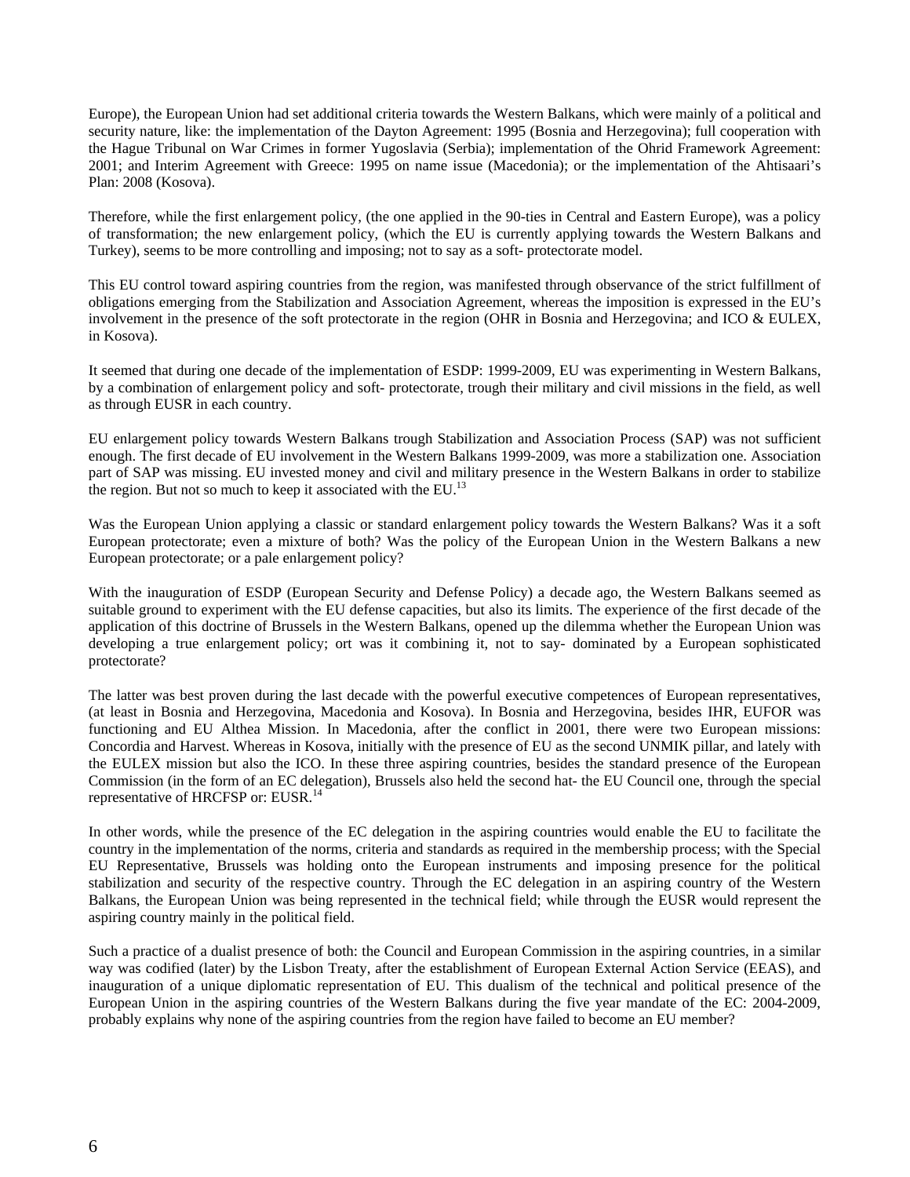Europe), the European Union had set additional criteria towards the Western Balkans, which were mainly of a political and security nature, like: the implementation of the Dayton Agreement: 1995 (Bosnia and Herzegovina); full cooperation with the Hague Tribunal on War Crimes in former Yugoslavia (Serbia); implementation of the Ohrid Framework Agreement: 2001; and Interim Agreement with Greece: 1995 on name issue (Macedonia); or the implementation of the Ahtisaari's Plan: 2008 (Kosova).

Therefore, while the first enlargement policy, (the one applied in the 90-ties in Central and Eastern Europe), was a policy of transformation; the new enlargement policy, (which the EU is currently applying towards the Western Balkans and Turkey), seems to be more controlling and imposing; not to say as a soft- protectorate model.

This EU control toward aspiring countries from the region, was manifested through observance of the strict fulfillment of obligations emerging from the Stabilization and Association Agreement, whereas the imposition is expressed in the EU's involvement in the presence of the soft protectorate in the region (OHR in Bosnia and Herzegovina; and ICO & EULEX, in Kosova).

It seemed that during one decade of the implementation of ESDP: 1999-2009, EU was experimenting in Western Balkans, by a combination of enlargement policy and soft- protectorate, trough their military and civil missions in the field, as well as through EUSR in each country.

EU enlargement policy towards Western Balkans trough Stabilization and Association Process (SAP) was not sufficient enough. The first decade of EU involvement in the Western Balkans 1999-2009, was more a stabilization one. Association part of SAP was missing. EU invested money and civil and military presence in the Western Balkans in order to stabilize the region. But not so much to keep it associated with the EU.[13]

Was the European Union applying a classic or standard enlargement policy towards the Western Balkans? Was it a soft European protectorate; even a mixture of both? Was the policy of the European Union in the Western Balkans a new European protectorate; or a pale enlargement policy?

With the inauguration of ESDP (European Security and Defense Policy) a decade ago, the Western Balkans seemed as suitable ground to experiment with the EU defense capacities, but also its limits. The experience of the first decade of the application of this doctrine of Brussels in the Western Balkans, opened up the dilemma whether the European Union was developing a true enlargement policy; ort was it combining it, not to say- dominated by a European sophisticated protectorate?

The latter was best proven during the last decade with the powerful executive competences of European representatives, (at least in Bosnia and Herzegovina, Macedonia and Kosova). In Bosnia and Herzegovina, besides IHR, EUFOR was functioning and EU Althea Mission. In Macedonia, after the conflict in 2001, there were two European missions: Concordia and Harvest. Whereas in Kosova, initially with the presence of EU as the second UNMIK pillar, and lately with the EULEX mission but also the ICO. In these three aspiring countries, besides the standard presence of the European Commission (in the form of an EC delegation), Brussels also held the second hat- the EU Council one, through the special representative of HRCFSP or: EUSR.[14]

In other words, while the presence of the EC delegation in the aspiring countries would enable the EU to facilitate the country in the implementation of the norms, criteria and standards as required in the membership process; with the Special EU Representative, Brussels was holding onto the European instruments and imposing presence for the political stabilization and security of the respective country. Through the EC delegation in an aspiring country of the Western Balkans, the European Union was being represented in the technical field; while through the EUSR would represent the aspiring country mainly in the political field.

Such a practice of a dualist presence of both: the Council and European Commission in the aspiring countries, in a similar way was codified (later) by the Lisbon Treaty, after the establishment of European External Action Service (EEAS), and inauguration of a unique diplomatic representation of EU. This dualism of the technical and political presence of the European Union in the aspiring countries of the Western Balkans during the five year mandate of the EC: 2004-2009, probably explains why none of the aspiring countries from the region have failed to become an EU member?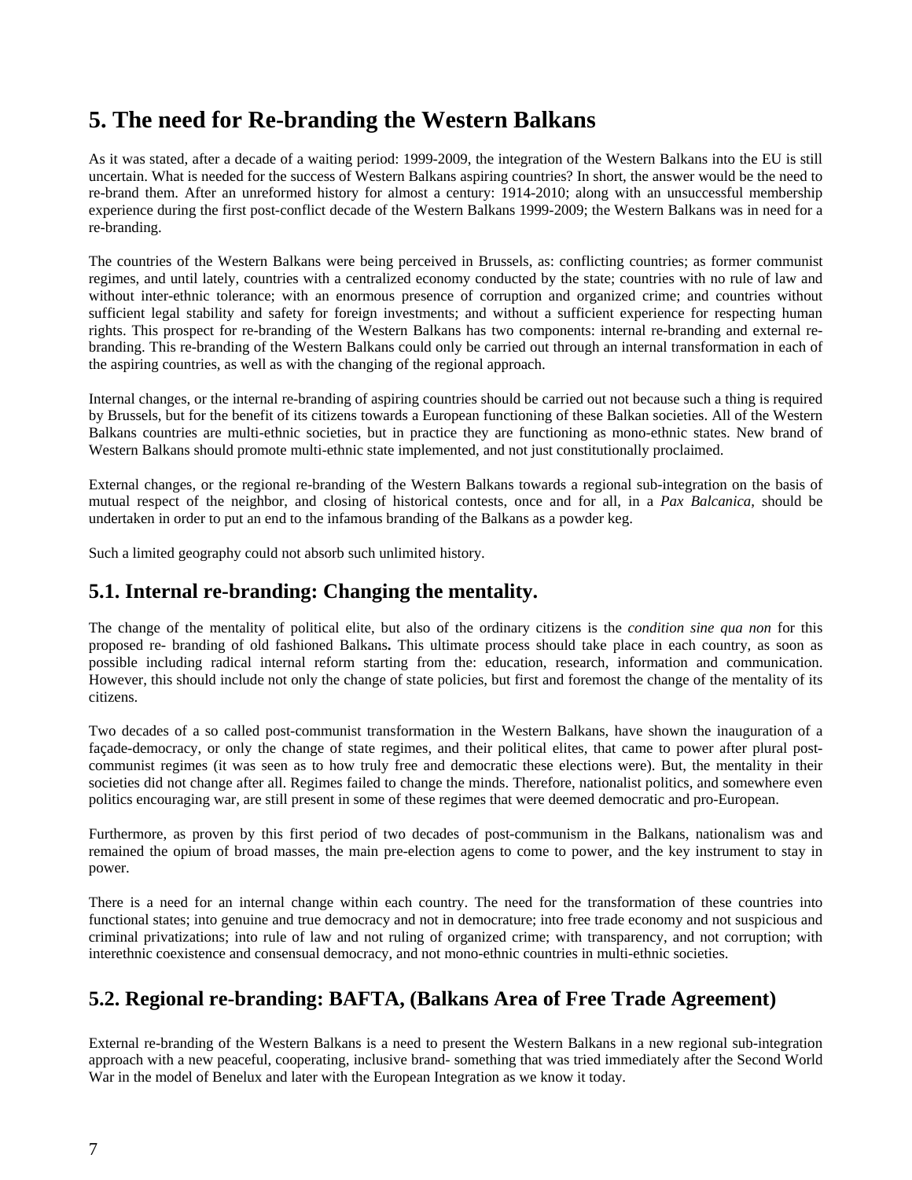# 5. The need for Re-branding the Western Balkans

As it was stated, after a decade of a waiting period: 1999-2009, the integration of the Western Balkans into the EU is still uncertain. What is needed for the success of Western Balkans aspiring countries? In short, the answer would be the need to re-brand them. After an unreformed history for almost a century: 1914-2010; along with an unsuccessful membership experience during the first post-conflict decade of the Western Balkans 1999-2009; the Western Balkans was in need for a re-branding.

The countries of the Western Balkans were being perceived in Brussels, as: conflicting countries; as former communist regimes, and until lately, countries with a centralized economy conducted by the state; countries with no rule of law and without inter-ethnic tolerance; with an enormous presence of corruption and organized crime; and countries without sufficient legal stability and safety for foreign investments; and without a sufficient experience for respecting human rights. This prospect for re-branding of the Western Balkans has two components: internal re-branding and external re-branding. This re-branding of the Western Balkans could only be carried out through an internal transformation in each of the aspiring countries, as well as with the changing of the regional approach.

Internal changes, or the internal re-branding of aspiring countries should be carried out not because such a thing is required by Brussels, but for the benefit of its citizens towards a European functioning of these Balkan societies. All of the Western Balkans countries are multi-ethnic societies, but in practice they are functioning as mono-ethnic states. New brand of Western Balkans should promote multi-ethnic state implemented, and not just constitutionally proclaimed.

External changes, or the regional re-branding of the Western Balkans towards a regional sub-integration on the basis of mutual respect of the neighbor, and closing of historical contests, once and for all, in a *Pax Balcanica*, should be undertaken in order to put an end to the infamous branding of the Balkans as a powder keg.

Such a limited geography could not absorb such unlimited history.

## 5.1. Internal re-branding: Changing the mentality.

The change of the mentality of political elite, but also of the ordinary citizens is the *condition sine qua non* for this proposed re- branding of old fashioned Balkans**.** This ultimate process should take place in each country, as soon as possible including radical internal reform starting from the: education, research, information and communication. However, this should include not only the change of state policies, but first and foremost the change of the mentality of its citizens.

Two decades of a so called post-communist transformation in the Western Balkans, have shown the inauguration of a façade-democracy, or only the change of state regimes, and their political elites, that came to power after plural post-communist regimes (it was seen as to how truly free and democratic these elections were). But, the mentality in their societies did not change after all. Regimes failed to change the minds. Therefore, nationalist politics, and somewhere even politics encouraging war, are still present in some of these regimes that were deemed democratic and pro-European.

Furthermore, as proven by this first period of two decades of post-communism in the Balkans, nationalism was and remained the opium of broad masses, the main pre-election agens to come to power, and the key instrument to stay in power.

There is a need for an internal change within each country. The need for the transformation of these countries into functional states; into genuine and true democracy and not in democrature; into free trade economy and not suspicious and criminal privatizations; into rule of law and not ruling of organized crime; with transparency, and not corruption; with interethnic coexistence and consensual democracy, and not mono-ethnic countries in multi-ethnic societies.

## 5.2. Regional re-branding: BAFTA, (Balkans Area of Free Trade Agreement)

External re-branding of the Western Balkans is a need to present the Western Balkans in a new regional sub-integration approach with a new peaceful, cooperating, inclusive brand- something that was tried immediately after the Second World War in the model of Benelux and later with the European Integration as we know it today.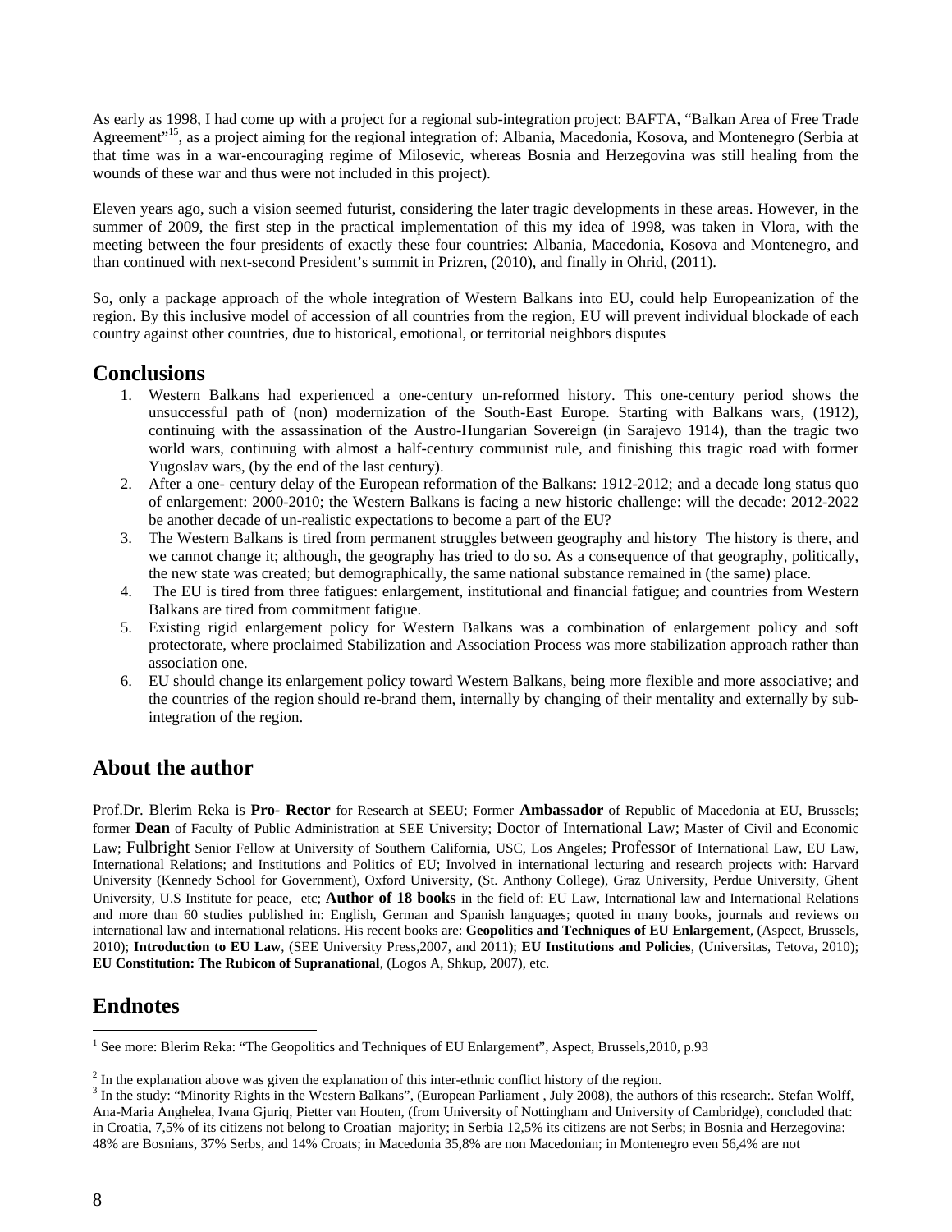As early as 1998, I had come up with a project for a regional sub-integration project: BAFTA, "Balkan Area of Free Trade Agreement"[15], as a project aiming for the regional integration of: Albania, Macedonia, Kosova, and Montenegro (Serbia at that time was in a war-encouraging regime of Milosevic, whereas Bosnia and Herzegovina was still healing from the wounds of these war and thus were not included in this project).

Eleven years ago, such a vision seemed futurist, considering the later tragic developments in these areas. However, in the summer of 2009, the first step in the practical implementation of this my idea of 1998, was taken in Vlora, with the meeting between the four presidents of exactly these four countries: Albania, Macedonia, Kosova and Montenegro, and than continued with next-second President's summit in Prizren, (2010), and finally in Ohrid, (2011).

So, only a package approach of the whole integration of Western Balkans into EU, could help Europeanization of the region. By this inclusive model of accession of all countries from the region, EU will prevent individual blockade of each country against other countries, due to historical, emotional, or territorial neighbors disputes

## Conclusions

1. Western Balkans had experienced a one-century un-reformed history. This one-century period shows the unsuccessful path of (non) modernization of the South-East Europe. Starting with Balkans wars, (1912), continuing with the assassination of the Austro-Hungarian Sovereign (in Sarajevo 1914), than the tragic two world wars, continuing with almost a half-century communist rule, and finishing this tragic road with former Yugoslav wars, (by the end of the last century).
2. After a one- century delay of the European reformation of the Balkans: 1912-2012; and a decade long status quo of enlargement: 2000-2010; the Western Balkans is facing a new historic challenge: will the decade: 2012-2022 be another decade of un-realistic expectations to become a part of the EU?
3. The Western Balkans is tired from permanent struggles between geography and history The history is there, and we cannot change it; although, the geography has tried to do so. As a consequence of that geography, politically, the new state was created; but demographically, the same national substance remained in (the same) place.
4. The EU is tired from three fatigues: enlargement, institutional and financial fatigue; and countries from Western Balkans are tired from commitment fatigue.
5. Existing rigid enlargement policy for Western Balkans was a combination of enlargement policy and soft protectorate, where proclaimed Stabilization and Association Process was more stabilization approach rather than association one.
6. EU should change its enlargement policy toward Western Balkans, being more flexible and more associative; and the countries of the region should re-brand them, internally by changing of their mentality and externally by sub-integration of the region.

## About the author

Prof.Dr. Blerim Reka is **Pro- Rector** for Research at SEEU; Former **Ambassador** of Republic of Macedonia at EU, Brussels; former **Dean** of Faculty of Public Administration at SEE University; Doctor of International Law; Master of Civil and Economic Law; Fulbright Senior Fellow at University of Southern California, USC, Los Angeles; Professor of International Law, EU Law, International Relations; and Institutions and Politics of EU; Involved in international lecturing and research projects with: Harvard University (Kennedy School for Government), Oxford University, (St. Anthony College), Graz University, Perdue University, Ghent University, U.S Institute for peace, etc; **Author of 18 books** in the field of: EU Law, International law and International Relations and more than 60 studies published in: English, German and Spanish languages; quoted in many books, journals and reviews on international law and international relations. His recent books are: **Geopolitics and Techniques of EU Enlargement**, (Aspect, Brussels, 2010); **Introduction to EU Law**, (SEE University Press,2007, and 2011); **EU Institutions and Policies**, (Universitas, Tetova, 2010); **EU Constitution: The Rubicon of Supranational**, (Logos A, Shkup, 2007), etc.

## Endnotes

[1] See more: Blerim Reka: "The Geopolitics and Techniques of EU Enlargement", Aspect, Brussels,2010, p.93

[2] In the explanation above was given the explanation of this inter-ethnic conflict history of the region.

[3] In the study: "Minority Rights in the Western Balkans", (European Parliament , July 2008), the authors of this research:. Stefan Wolff, Ana-Maria Anghelea, Ivana Gjuriq, Pietter van Houten, (from University of Nottingham and University of Cambridge), concluded that: in Croatia, 7,5% of its citizens not belong to Croatian majority; in Serbia 12,5% its citizens are not Serbs; in Bosnia and Herzegovina: 48% are Bosnians, 37% Serbs, and 14% Croats; in Macedonia 35,8% are non Macedonian; in Montenegro even 56,4% are not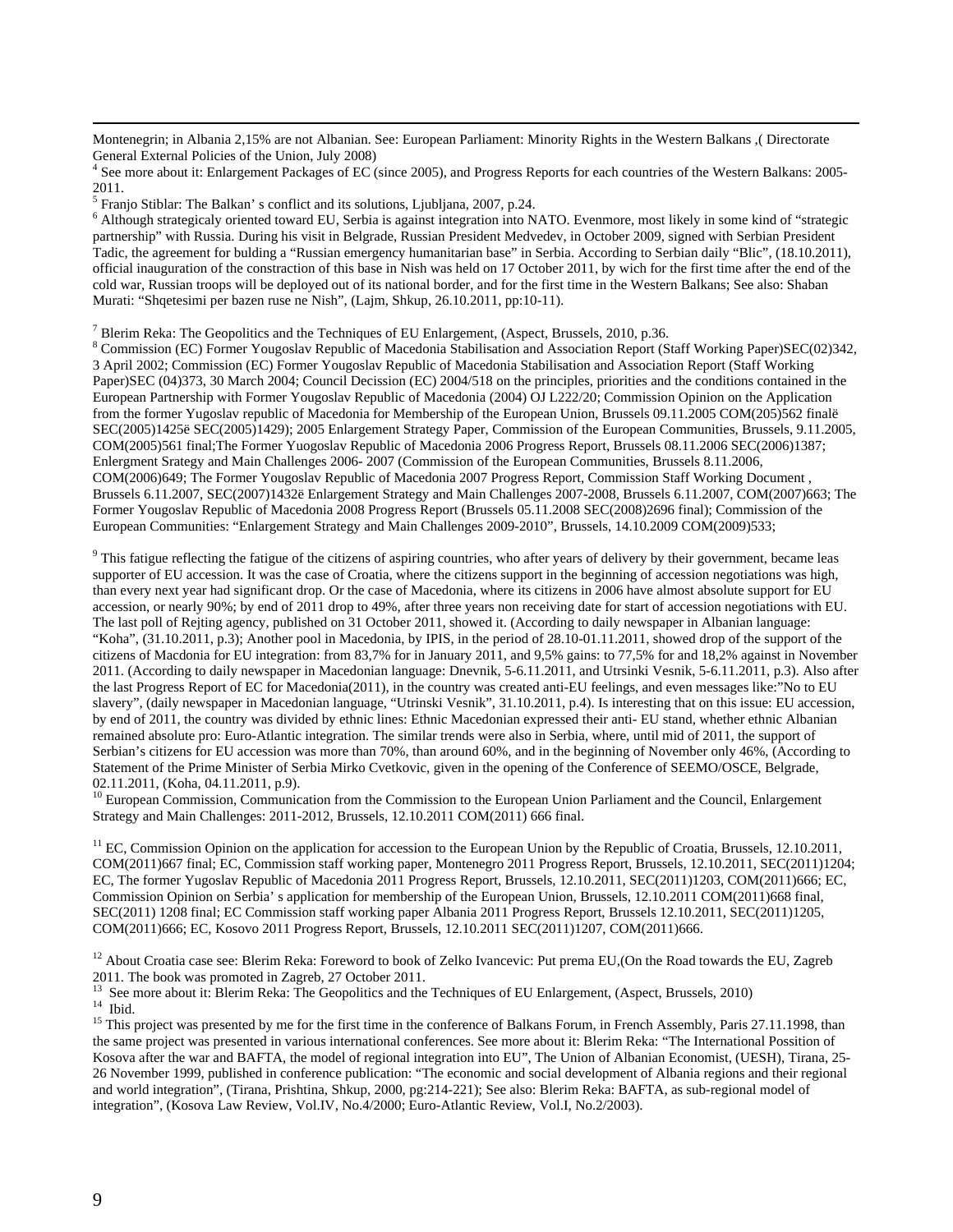Montenegrin; in Albania 2,15% are not Albanian. See: European Parliament: Minority Rights in the Western Balkans ,( Directorate General External Policies of the Union, July 2008)

[4] See more about it: Enlargement Packages of EC (since 2005), and Progress Reports for each countries of the Western Balkans: 2005-2011.

[5] Franjo Stiblar: The Balkan' s conflict and its solutions, Ljubljana, 2007, p.24.

[6] Although strategicaly oriented toward EU, Serbia is against integration into NATO. Evenmore, most likely in some kind of "strategic partnership" with Russia. During his visit in Belgrade, Russian President Medvedev, in October 2009, signed with Serbian President Tadic, the agreement for bulding a "Russian emergency humanitarian base" in Serbia. According to Serbian daily "Blic", (18.10.2011), official inauguration of the constraction of this base in Nish was held on 17 October 2011, by wich for the first time after the end of the cold war, Russian troops will be deployed out of its national border, and for the first time in the Western Balkans; See also: Shaban Murati: "Shqetesimi per bazen ruse ne Nish", (Lajm, Shkup, 26.10.2011, pp:10-11).

[7] Blerim Reka: The Geopolitics and the Techniques of EU Enlargement, (Aspect, Brussels, 2010, p.36.

[8] Commission (EC) Former Yougoslav Republic of Macedonia Stabilisation and Association Report (Staff Working Paper)SEC(02)342, 3 April 2002; Commission (EC) Former Yougoslav Republic of Macedonia Stabilisation and Association Report (Staff Working Paper)SEC (04)373, 30 March 2004; Council Decission (EC) 2004/518 on the principles, priorities and the conditions contained in the European Partnership with Former Yougoslav Republic of Macedonia (2004) OJ L222/20; Commission Opinion on the Application from the former Yugoslav republic of Macedonia for Membership of the European Union, Brussels 09.11.2005 COM(205)562 finalë SEC(2005)1425ë SEC(2005)1429); 2005 Enlargement Strategy Paper, Commission of the European Communities, Brussels, 9.11.2005, COM(2005)561 final;The Former Yuogoslav Republic of Macedonia 2006 Progress Report, Brussels 08.11.2006 SEC(2006)1387; Enlergment Srategy and Main Challenges 2006- 2007 (Commission of the European Communities, Brussels 8.11.2006, COM(2006)649; The Former Yougoslav Republic of Macedonia 2007 Progress Report, Commission Staff Working Document , Brussels 6.11.2007, SEC(2007)1432ë Enlargement Strategy and Main Challenges 2007-2008, Brussels 6.11.2007, COM(2007)663; The Former Yougoslav Republic of Macedonia 2008 Progress Report (Brussels 05.11.2008 SEC(2008)2696 final); Commission of the European Communities: "Enlargement Strategy and Main Challenges 2009-2010", Brussels, 14.10.2009 COM(2009)533;

[9] This fatigue reflecting the fatigue of the citizens of aspiring countries, who after years of delivery by their government, became leas supporter of EU accession. It was the case of Croatia, where the citizens support in the beginning of accession negotiations was high, than every next year had significant drop. Or the case of Macedonia, where its citizens in 2006 have almost absolute support for EU accession, or nearly 90%; by end of 2011 drop to 49%, after three years non receiving date for start of accession negotiations with EU. The last poll of Rejting agency, published on 31 October 2011, showed it. (According to daily newspaper in Albanian language: "Koha", (31.10.2011, p.3); Another pool in Macedonia, by IPIS, in the period of 28.10-01.11.2011, showed drop of the support of the citizens of Macdonia for EU integration: from 83,7% for in January 2011, and 9,5% gains: to 77,5% for and 18,2% against in November 2011. (According to daily newspaper in Macedonian language: Dnevnik, 5-6.11.2011, and Utrsinki Vesnik, 5-6.11.2011, p.3). Also after the last Progress Report of EC for Macedonia(2011), in the country was created anti-EU feelings, and even messages like:"No to EU slavery", (daily newspaper in Macedonian language, "Utrinski Vesnik", 31.10.2011, p.4). Is interesting that on this issue: EU accession, by end of 2011, the country was divided by ethnic lines: Ethnic Macedonian expressed their anti- EU stand, whether ethnic Albanian remained absolute pro: Euro-Atlantic integration. The similar trends were also in Serbia, where, until mid of 2011, the support of Serbian's citizens for EU accession was more than 70%, than around 60%, and in the beginning of November only 46%, (According to Statement of the Prime Minister of Serbia Mirko Cvetkovic, given in the opening of the Conference of SEEMO/OSCE, Belgrade, 02.11.2011, (Koha, 04.11.2011, p.9).

[10] European Commission, Communication from the Commission to the European Union Parliament and the Council, Enlargement Strategy and Main Challenges: 2011-2012, Brussels, 12.10.2011 COM(2011) 666 final.

[11] EC, Commission Opinion on the application for accession to the European Union by the Republic of Croatia, Brussels, 12.10.2011, COM(2011)667 final; EC, Commission staff working paper, Montenegro 2011 Progress Report, Brussels, 12.10.2011, SEC(2011)1204; EC, The former Yugoslav Republic of Macedonia 2011 Progress Report, Brussels, 12.10.2011, SEC(2011)1203, COM(2011)666; EC, Commission Opinion on Serbia' s application for membership of the European Union, Brussels, 12.10.2011 COM(2011)668 final, SEC(2011) 1208 final; EC Commission staff working paper Albania 2011 Progress Report, Brussels 12.10.2011, SEC(2011)1205, COM(2011)666; EC, Kosovo 2011 Progress Report, Brussels, 12.10.2011 SEC(2011)1207, COM(2011)666.

[12] About Croatia case see: Blerim Reka: Foreword to book of Zelko Ivancevic: Put prema EU,(On the Road towards the EU, Zagreb 2011. The book was promoted in Zagreb, 27 October 2011.

[13] See more about it: Blerim Reka: The Geopolitics and the Techniques of EU Enlargement, (Aspect, Brussels, 2010)

[14] Ibid.

[15] This project was presented by me for the first time in the conference of Balkans Forum, in French Assembly, Paris 27.11.1998, than the same project was presented in various international conferences. See more about it: Blerim Reka: "The International Possition of Kosova after the war and BAFTA, the model of regional integration into EU", The Union of Albanian Economist, (UESH), Tirana, 25-26 November 1999, published in conference publication: "The economic and social development of Albania regions and their regional and world integration", (Tirana, Prishtina, Shkup, 2000, pg:214-221); See also: Blerim Reka: BAFTA, as sub-regional model of integration", (Kosova Law Review, Vol.IV, No.4/2000; Euro-Atlantic Review, Vol.I, No.2/2003).